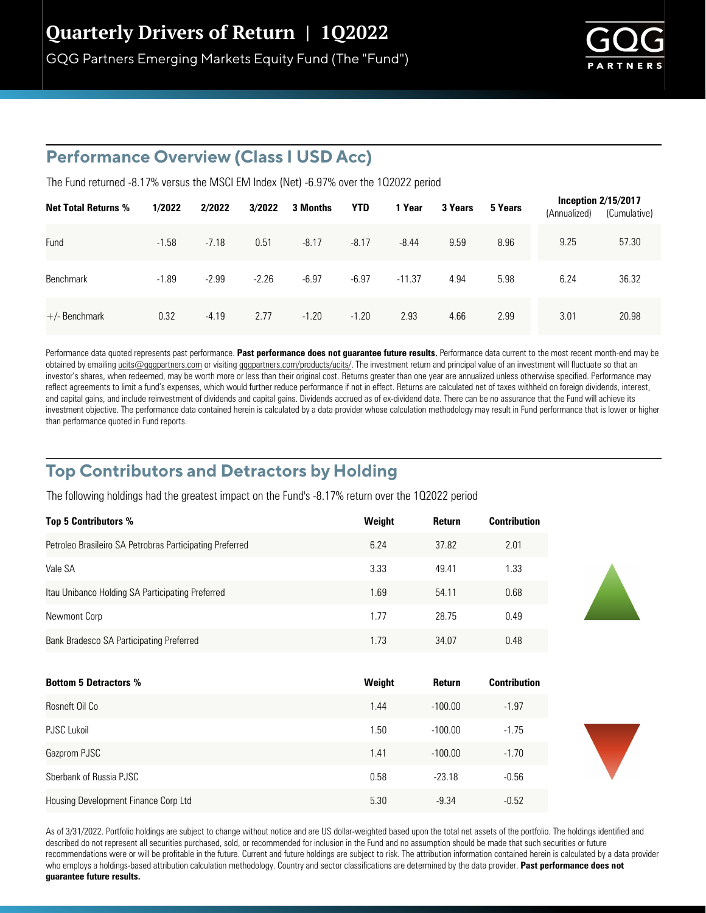# Quarterly Drivers of Return | 1Q2022

GQG Partners Emerging Markets Equity Fund (The "Fund")

## Performance Overview (Class I USD Acc)

The Fund returned -8.17% versus the MSCI EM Index (Net) -6.97% over the 1Q2022 period

| Net Total Returns % | 1/2022 | 2/2022 | 3/2022 | 3 Months | YTD | 1 Year | 3 Years | 5 Years | Inception 2/15/2017 (Annualized) | Inception 2/15/2017 (Cumulative) |
|---|---|---|---|---|---|---|---|---|---|---|
| Fund | -1.58 | -7.18 | 0.51 | -8.17 | -8.17 | -8.44 | 9.59 | 8.96 | 9.25 | 57.30 |
| Benchmark | -1.89 | -2.99 | -2.26 | -6.97 | -6.97 | -11.37 | 4.94 | 5.98 | 6.24 | 36.32 |
| +/- Benchmark | 0.32 | -4.19 | 2.77 | -1.20 | -1.20 | 2.93 | 4.66 | 2.99 | 3.01 | 20.98 |

Performance data quoted represents past performance. **Past performance does not guarantee future results.** Performance data current to the most recent month-end may be obtained by emailing ucits@gqgpartners.com or visiting gqgpartners.com/products/ucits/. The investment return and principal value of an investment will fluctuate so that an investor's shares, when redeemed, may be worth more or less than their original cost. Returns greater than one year are annualized unless otherwise specified. Performance may reflect agreements to limit a fund's expenses, which would further reduce performance if not in effect. Returns are calculated net of taxes withheld on foreign dividends, interest, and capital gains, and include reinvestment of dividends and capital gains. Dividends accrued as of ex-dividend date. There can be no assurance that the Fund will achieve its investment objective. The performance data contained herein is calculated by a data provider whose calculation methodology may result in Fund performance that is lower or higher than performance quoted in Fund reports.

## Top Contributors and Detractors by Holding

The following holdings had the greatest impact on the Fund's -8.17% return over the 1Q2022 period

| Top 5 Contributors % | Weight | Return | Contribution |
|---|---|---|---|
| Petroleo Brasileiro SA Petrobras Participating Preferred | 6.24 | 37.82 | 2.01 |
| Vale SA | 3.33 | 49.41 | 1.33 |
| Itau Unibanco Holding SA Participating Preferred | 1.69 | 54.11 | 0.68 |
| Newmont Corp | 1.77 | 28.75 | 0.49 |
| Bank Bradesco SA Participating Preferred | 1.73 | 34.07 | 0.48 |

| Bottom 5 Detractors % | Weight | Return | Contribution |
|---|---|---|---|
| Rosneft Oil Co | 1.44 | -100.00 | -1.97 |
| PJSC Lukoil | 1.50 | -100.00 | -1.75 |
| Gazprom PJSC | 1.41 | -100.00 | -1.70 |
| Sberbank of Russia PJSC | 0.58 | -23.18 | -0.56 |
| Housing Development Finance Corp Ltd | 5.30 | -9.34 | -0.52 |

As of 3/31/2022. Portfolio holdings are subject to change without notice and are US dollar-weighted based upon the total net assets of the portfolio. The holdings identified and described do not represent all securities purchased, sold, or recommended for inclusion in the Fund and no assumption should be made that such securities or future recommendations were or will be profitable in the future. Current and future holdings are subject to risk. The attribution information contained herein is calculated by a data provider who employs a holdings-based attribution calculation methodology. Country and sector classifications are determined by the data provider. **Past performance does not guarantee future results.**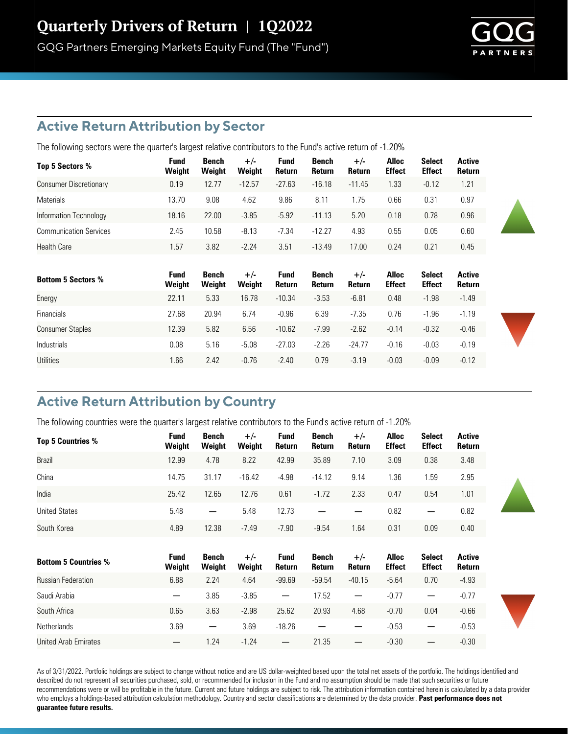# Quarterly Drivers of Return | 1Q2022

GQG Partners Emerging Markets Equity Fund (The "Fund")

## Active Return Attribution by Sector

The following sectors were the quarter's largest relative contributors to the Fund's active return of -1.20%

| Top 5 Sectors % | Fund Weight | Bench Weight | +/- Weight | Fund Return | Bench Return | +/- Return | Alloc Effect | Select Effect | Active Return |
|---|---|---|---|---|---|---|---|---|---|
| Consumer Discretionary | 0.19 | 12.77 | -12.57 | -27.63 | -16.18 | -11.45 | 1.33 | -0.12 | 1.21 |
| Materials | 13.70 | 9.08 | 4.62 | 9.86 | 8.11 | 1.75 | 0.66 | 0.31 | 0.97 |
| Information Technology | 18.16 | 22.00 | -3.85 | -5.92 | -11.13 | 5.20 | 0.18 | 0.78 | 0.96 |
| Communication Services | 2.45 | 10.58 | -8.13 | -7.34 | -12.27 | 4.93 | 0.55 | 0.05 | 0.60 |
| Health Care | 1.57 | 3.82 | -2.24 | 3.51 | -13.49 | 17.00 | 0.24 | 0.21 | 0.45 |

| Bottom 5 Sectors % | Fund Weight | Bench Weight | +/- Weight | Fund Return | Bench Return | +/- Return | Alloc Effect | Select Effect | Active Return |
|---|---|---|---|---|---|---|---|---|---|
| Energy | 22.11 | 5.33 | 16.78 | -10.34 | -3.53 | -6.81 | 0.48 | -1.98 | -1.49 |
| Financials | 27.68 | 20.94 | 6.74 | -0.96 | 6.39 | -7.35 | 0.76 | -1.96 | -1.19 |
| Consumer Staples | 12.39 | 5.82 | 6.56 | -10.62 | -7.99 | -2.62 | -0.14 | -0.32 | -0.46 |
| Industrials | 0.08 | 5.16 | -5.08 | -27.03 | -2.26 | -24.77 | -0.16 | -0.03 | -0.19 |
| Utilities | 1.66 | 2.42 | -0.76 | -2.40 | 0.79 | -3.19 | -0.03 | -0.09 | -0.12 |

## Active Return Attribution by Country

The following countries were the quarter's largest relative contributors to the Fund's active return of -1.20%

| Top 5 Countries % | Fund Weight | Bench Weight | +/- Weight | Fund Return | Bench Return | +/- Return | Alloc Effect | Select Effect | Active Return |
|---|---|---|---|---|---|---|---|---|---|
| Brazil | 12.99 | 4.78 | 8.22 | 42.99 | 35.89 | 7.10 | 3.09 | 0.38 | 3.48 |
| China | 14.75 | 31.17 | -16.42 | -4.98 | -14.12 | 9.14 | 1.36 | 1.59 | 2.95 |
| India | 25.42 | 12.65 | 12.76 | 0.61 | -1.72 | 2.33 | 0.47 | 0.54 | 1.01 |
| United States | 5.48 | — | 5.48 | 12.73 | — | — | 0.82 | — | 0.82 |
| South Korea | 4.89 | 12.38 | -7.49 | -7.90 | -9.54 | 1.64 | 0.31 | 0.09 | 0.40 |

| Bottom 5 Countries % | Fund Weight | Bench Weight | +/- Weight | Fund Return | Bench Return | +/- Return | Alloc Effect | Select Effect | Active Return |
|---|---|---|---|---|---|---|---|---|---|
| Russian Federation | 6.88 | 2.24 | 4.64 | -99.69 | -59.54 | -40.15 | -5.64 | 0.70 | -4.93 |
| Saudi Arabia | — | 3.85 | -3.85 | — | 17.52 | — | -0.77 | — | -0.77 |
| South Africa | 0.65 | 3.63 | -2.98 | 25.62 | 20.93 | 4.68 | -0.70 | 0.04 | -0.66 |
| Netherlands | 3.69 | — | 3.69 | -18.26 | — | — | -0.53 | — | -0.53 |
| United Arab Emirates | — | 1.24 | -1.24 | — | 21.35 | — | -0.30 | — | -0.30 |

As of 3/31/2022. Portfolio holdings are subject to change without notice and are US dollar-weighted based upon the total net assets of the portfolio. The holdings identified and described do not represent all securities purchased, sold, or recommended for inclusion in the Fund and no assumption should be made that such securities or future recommendations were or will be profitable in the future. Current and future holdings are subject to risk. The attribution information contained herein is calculated by a data provider who employs a holdings-based attribution calculation methodology. Country and sector classifications are determined by the data provider. **Past performance does not guarantee future results.**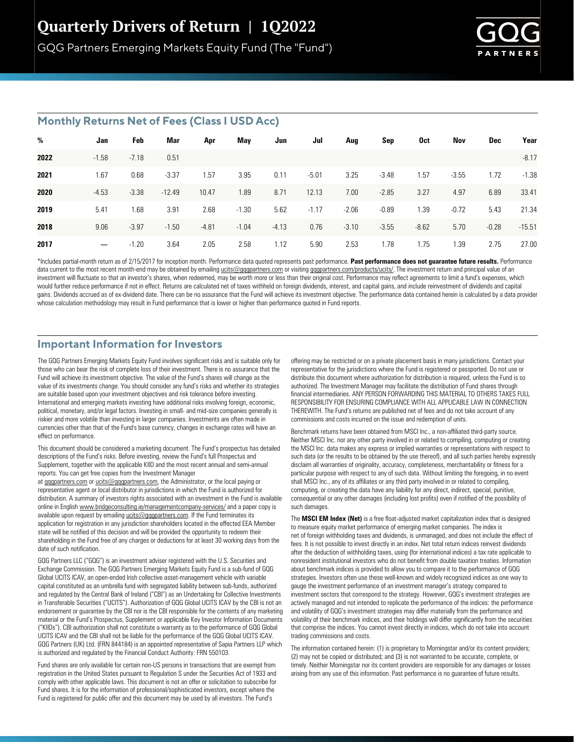# Quarterly Drivers of Return | 1Q2022

GQG Partners Emerging Markets Equity Fund (The "Fund")

## Monthly Returns Net of Fees (Class I USD Acc)

| % | Jan | Feb | Mar | Apr | May | Jun | Jul | Aug | Sep | Oct | Nov | Dec | Year |
|---|---|---|---|---|---|---|---|---|---|---|---|---|---|
| **2022** | -1.58 | -7.18 | 0.51 | | | | | | | | | | -8.17 |
| **2021** | 1.67 | 0.68 | -3.37 | 1.57 | 3.95 | 0.11 | -5.01 | 3.25 | -3.48 | 1.57 | -3.55 | 1.72 | -1.38 |
| **2020** | -4.53 | -3.38 | -12.49 | 10.47 | 1.89 | 8.71 | 12.13 | 7.00 | -2.85 | 3.27 | 4.97 | 6.89 | 33.41 |
| **2019** | 5.41 | 1.68 | 3.91 | 2.68 | -1.30 | 5.62 | -1.17 | -2.06 | -0.89 | 1.39 | -0.72 | 5.43 | 21.34 |
| **2018** | 9.06 | -3.97 | -1.50 | -4.81 | -1.04 | -4.13 | 0.76 | -3.10 | -3.55 | -8.62 | 5.70 | -0.28 | -15.51 |
| **2017** | — | -1.20 | 3.64 | 2.05 | 2.58 | 1.12 | 5.90 | 2.53 | 1.78 | 1.75 | 1.39 | 2.75 | 27.00 |

*Includes partial-month return as of 2/15/2017 for inception month. Performance data quoted represents past performance. **Past performance does not guarantee future results.** Performance data current to the most recent month-end may be obtained by emailing ucits@gqgpartners.com or visiting gqgpartners.com/products/ucits/. The investment return and principal value of an investment will fluctuate so that an investor's shares, when redeemed, may be worth more or less than their original cost. Performance may reflect agreements to limit a fund's expenses, which would further reduce performance if not in effect. Returns are calculated net of taxes withheld on foreign dividends, interest, and capital gains, and include reinvestment of dividends and capital gains. Dividends accrued as of ex-dividend date. There can be no assurance that the Fund will achieve its investment objective. The performance data contained herein is calculated by a data provider whose calculation methodology may result in Fund performance that is lower or higher than performance quoted in Fund reports.

## Important Information for Investors

The GQG Partners Emerging Markets Equity Fund involves significant risks and is suitable only for those who can bear the risk of complete loss of their investment. There is no assurance that the Fund will achieve its investment objective. The value of the Fund's shares will change as the value of its investments change. You should consider any fund's risks and whether its strategies are suitable based upon your investment objectives and risk tolerance before investing. International and emerging markets investing have additional risks involving foreign, economic, political, monetary, and/or legal factors. Investing in small- and mid-size companies generally is riskier and more volatile than investing in larger companies. Investments are often made in currencies other than that of the Fund's base currency, changes in exchange rates will have an effect on performance.

This document should be considered a marketing document. The Fund's prospectus has detailed descriptions of the Fund's risks. Before investing, review the Fund's full Prospectus and Supplement, together with the applicable KIID and the most recent annual and semi-annual reports. You can get free copies from the Investment Manager at gqgpartners.com or ucits@gqgpartners.com, the Administrator, or the local paying or representative agent or local distributor in jurisdictions in which the Fund is authorized for distribution. A summary of investors rights associated with an investment in the Fund is available online in English www.bridgeconsulting.ie/managementcompany-services/ and a paper copy is available upon request by emailing ucits@gqgpartners.com. If the Fund terminates its application for registration in any jurisdiction shareholders located in the effected EEA Member state will be notified of this decision and will be provided the opportunity to redeem their shareholding in the Fund free of any charges or deductions for at least 30 working days from the date of such notification.

GQG Partners LLC ("GQG") is an investment adviser registered with the U.S. Securities and Exchange Commission. The GQG Partners Emerging Markets Equity Fund is a sub-fund of GQG Global UCITS ICAV, an open-ended Irish collective asset-management vehicle with variable capital constituted as an umbrella fund with segregated liability between sub-funds, authorized and regulated by the Central Bank of Ireland ("CBI") as an Undertaking for Collective Investments in Transferable Securities ("UCITS"). Authorization of GQG Global UCITS ICAV by the CBI is not an endorsement or guarantee by the CBI nor is the CBI responsible for the contents of any marketing material or the Fund's Prospectus, Supplement or applicable Key Investor Information Documents ("KIIDs"). CBI authorization shall not constitute a warranty as to the performance of GQG Global UCITS ICAV and the CBI shall not be liable for the performance of the GQG Global UCITS ICAV. GQG Partners (UK) Ltd. (FRN 844184) is an appointed representative of Sapia Partners LLP which is authorized and regulated by the Financial Conduct Authority: FRN 550103.

Fund shares are only available for certain non-US persons in transactions that are exempt from registration in the United States pursuant to Regulation S under the Securities Act of 1933 and comply with other applicable laws. This document is not an offer or solicitation to subscribe for Fund shares. It is for the information of professional/sophisticated investors, except where the Fund is registered for public offer and this document may be used by all investors. The Fund's offering may be restricted or on a private placement basis in many jurisdictions. Contact your representative for the jurisdictions where the Fund is registered or passported. Do not use or distribute this document where authorization for distribution is required, unless the Fund is so authorized. The Investment Manager may facilitate the distribution of Fund shares through financial intermediaries. ANY PERSON FORWARDING THIS MATERIAL TO OTHERS TAKES FULL RESPONSIBILITY FOR ENSURING COMPLIANCE WITH ALL APPLICABLE LAW IN CONNECTION THEREWITH. The Fund's returns are published net of fees and do not take account of any commissions and costs incurred on the issue and redemption of units.

Benchmark returns have been obtained from MSCI Inc., a non-affiliated third-party source. Neither MSCI Inc. nor any other party involved in or related to compiling, computing or creating the MSCI Inc. data makes any express or implied warranties or representations with respect to such data (or the results to be obtained by the use thereof), and all such parties hereby expressly disclaim all warranties of originality, accuracy, completeness, merchantability or fitness for a particular purpose with respect to any of such data. Without limiting the foregoing, in no event shall MSCI Inc., any of its affiliates or any third party involved in or related to compiling, computing, or creating the data have any liability for any direct, indirect, special, punitive, consequential or any other damages (including lost profits) even if notified of the possibility of such damages.

The **MSCI EM Index (Net)** is a free float-adjusted market capitalization index that is designed to measure equity market performance of emerging market companies. The index is net of foreign withholding taxes and dividends, is unmanaged, and does not include the effect of fees. It is not possible to invest directly in an index. Net total return indices reinvest dividends after the deduction of withholding taxes, using (for international indices) a tax rate applicable to nonresident institutional investors who do not benefit from double taxation treaties. Information about benchmark indices is provided to allow you to compare it to the performance of GQG strategies. Investors often use these well-known and widely recognized indices as one way to gauge the investment performance of an investment manager's strategy compared to investment sectors that correspond to the strategy. However, GQG's investment strategies are actively managed and not intended to replicate the performance of the indices: the performance and volatility of GQG's investment strategies may differ materially from the performance and volatility of their benchmark indices, and their holdings will differ significantly from the securities that comprise the indices. You cannot invest directly in indices, which do not take into account trading commissions and costs.

The information contained herein: (1) is proprietary to Morningstar and/or its content providers; (2) may not be copied or distributed; and (3) is not warranted to be accurate, complete, or timely. Neither Morningstar nor its content providers are responsible for any damages or losses arising from any use of this information. Past performance is no guarantee of future results.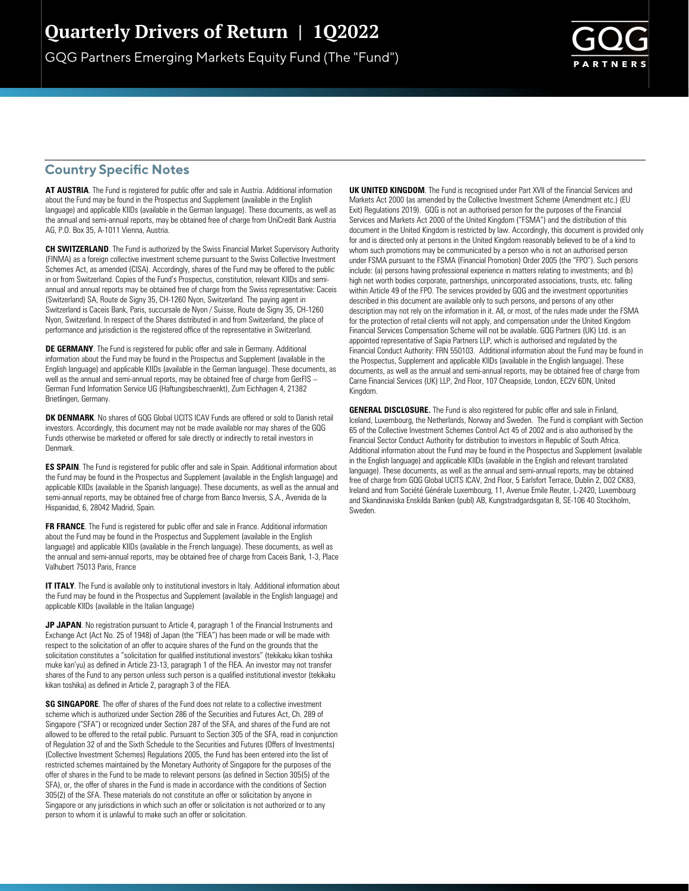## Country Specific Notes

**AT AUSTRIA**. The Fund is registered for public offer and sale in Austria. Additional information about the Fund may be found in the Prospectus and Supplement (available in the English language) and applicable KIIDs (available in the German language). These documents, as well as the annual and semi-annual reports, may be obtained free of charge from UniCredit Bank Austria AG, P.O. Box 35, A-1011 Vienna, Austria.

**CH SWITZERLAND**. The Fund is authorized by the Swiss Financial Market Supervisory Authority (FINMA) as a foreign collective investment scheme pursuant to the Swiss Collective Investment Schemes Act, as amended (CISA). Accordingly, shares of the Fund may be offered to the public in or from Switzerland. Copies of the Fund's Prospectus, constitution, relevant KIIDs and semi-annual and annual reports may be obtained free of charge from the Swiss representative: Caceis (Switzerland) SA, Route de Signy 35, CH-1260 Nyon, Switzerland. The paying agent in Switzerland is Caceis Bank, Paris, succursale de Nyon / Suisse, Route de Signy 35, CH-1260 Nyon, Switzerland. In respect of the Shares distributed in and from Switzerland, the place of performance and jurisdiction is the registered office of the representative in Switzerland.

**DE GERMANY**. The Fund is registered for public offer and sale in Germany. Additional information about the Fund may be found in the Prospectus and Supplement (available in the English language) and applicable KIIDs (available in the German language). These documents, as well as the annual and semi-annual reports, may be obtained free of charge from GerFIS – German Fund Information Service UG (Haftungsbeschraenkt), Zum Eichhagen 4, 21382 Brietlingen, Germany.

**DK DENMARK**. No shares of GQG Global UCITS ICAV Funds are offered or sold to Danish retail investors. Accordingly, this document may not be made available nor may shares of the GQG Funds otherwise be marketed or offered for sale directly or indirectly to retail investors in Denmark.

**ES SPAIN**. The Fund is registered for public offer and sale in Spain. Additional information about the Fund may be found in the Prospectus and Supplement (available in the English language) and applicable KIIDs (available in the Spanish language). These documents, as well as the annual and semi-annual reports, may be obtained free of charge from Banco Inversis, S.A., Avenida de la Hispanidad, 6, 28042 Madrid, Spain.

**FR FRANCE**. The Fund is registered for public offer and sale in France. Additional information about the Fund may be found in the Prospectus and Supplement (available in the English language) and applicable KIIDs (available in the French language). These documents, as well as the annual and semi-annual reports, may be obtained free of charge from Caceis Bank, 1-3, Place Valhubert 75013 Paris, France

**IT ITALY**. The Fund is available only to institutional investors in Italy. Additional information about the Fund may be found in the Prospectus and Supplement (available in the English language) and applicable KIIDs (available in the Italian language)

**JP JAPAN**. No registration pursuant to Article 4, paragraph 1 of the Financial Instruments and Exchange Act (Act No. 25 of 1948) of Japan (the "FIEA") has been made or will be made with respect to the solicitation of an offer to acquire shares of the Fund on the grounds that the solicitation constitutes a "solicitation for qualified institutional investors" (tekikaku kikan toshika muke kan'yu) as defined in Article 23-13, paragraph 1 of the FIEA. An investor may not transfer shares of the Fund to any person unless such person is a qualified institutional investor (tekikaku kikan toshika) as defined in Article 2, paragraph 3 of the FIEA.

**SG SINGAPORE**. The offer of shares of the Fund does not relate to a collective investment scheme which is authorized under Section 286 of the Securities and Futures Act, Ch. 289 of Singapore ("SFA") or recognized under Section 287 of the SFA, and shares of the Fund are not allowed to be offered to the retail public. Pursuant to Section 305 of the SFA, read in conjunction of Regulation 32 of and the Sixth Schedule to the Securities and Futures (Offers of Investments) (Collective Investment Schemes) Regulations 2005, the Fund has been entered into the list of restricted schemes maintained by the Monetary Authority of Singapore for the purposes of the offer of shares in the Fund to be made to relevant persons (as defined in Section 305(5) of the SFA), or, the offer of shares in the Fund is made in accordance with the conditions of Section 305(2) of the SFA. These materials do not constitute an offer or solicitation by anyone in Singapore or any jurisdictions in which such an offer or solicitation is not authorized or to any person to whom it is unlawful to make such an offer or solicitation.

**UK UNITED KINGDOM**. The Fund is recognised under Part XVII of the Financial Services and Markets Act 2000 (as amended by the Collective Investment Scheme (Amendment etc.) (EU Exit) Regulations 2019). GQG is not an authorised person for the purposes of the Financial Services and Markets Act 2000 of the United Kingdom ("FSMA") and the distribution of this document in the United Kingdom is restricted by law. Accordingly, this document is provided only for and is directed only at persons in the United Kingdom reasonably believed to be of a kind to whom such promotions may be communicated by a person who is not an authorised person under FSMA pursuant to the FSMA (Financial Promotion) Order 2005 (the "FPO"). Such persons include: (a) persons having professional experience in matters relating to investments; and (b) high net worth bodies corporate, partnerships, unincorporated associations, trusts, etc. falling within Article 49 of the FPO. The services provided by GQG and the investment opportunities described in this document are available only to such persons, and persons of any other description may not rely on the information in it. All, or most, of the rules made under the FSMA for the protection of retail clients will not apply, and compensation under the United Kingdom Financial Services Compensation Scheme will not be available. GQG Partners (UK) Ltd. is an appointed representative of Sapia Partners LLP, which is authorised and regulated by the Financial Conduct Authority: FRN 550103. Additional information about the Fund may be found in the Prospectus, Supplement and applicable KIIDs (available in the English language). These documents, as well as the annual and semi-annual reports, may be obtained free of charge from Carne Financial Services (UK) LLP, 2nd Floor, 107 Cheapside, London, EC2V 6DN, United Kingdom.

**GENERAL DISCLOSURE.** The Fund is also registered for public offer and sale in Finland, Iceland, Luxembourg, the Netherlands, Norway and Sweden. The Fund is compliant with Section 65 of the Collective Investment Schemes Control Act 45 of 2002 and is also authorised by the Financial Sector Conduct Authority for distribution to investors in Republic of South Africa. Additional information about the Fund may be found in the Prospectus and Supplement (available in the English language) and applicable KIIDs (available in the English and relevant translated language). These documents, as well as the annual and semi-annual reports, may be obtained free of charge from GQG Global UCITS ICAV, 2nd Floor, 5 Earlsfort Terrace, Dublin 2, D02 CK83, Ireland and from Société Générale Luxembourg, 11, Avenue Emile Reuter, L-2420, Luxembourg and Skandinaviska Enskilda Banken (publ) AB, Kungstradgardsgatan 8, SE-106 40 Stockholm, Sweden.